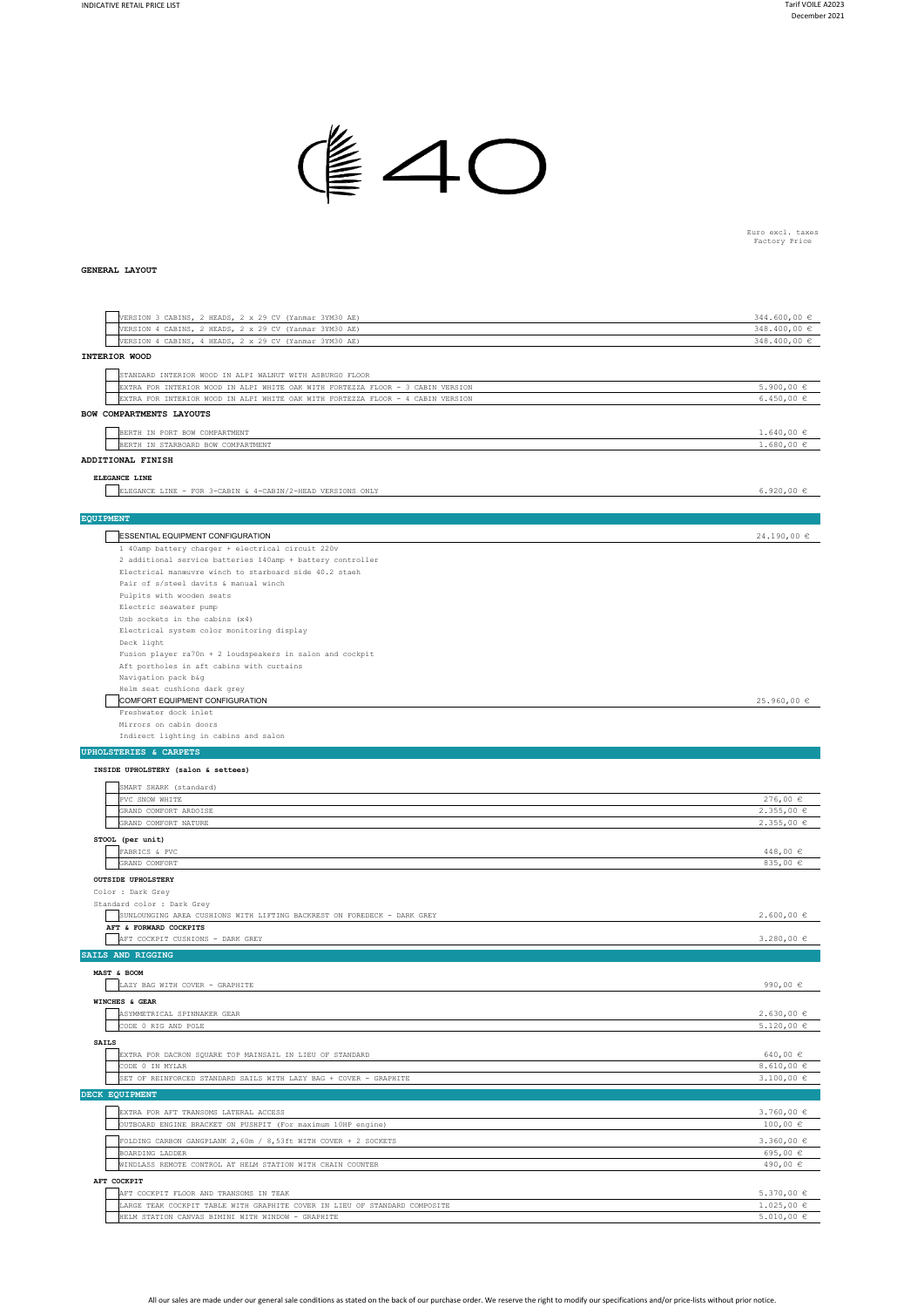# 40

Euro excl. taxes
Factory Price

## GENERAL LAYOUT

| Item | Price |
|---|---|
| VERSION 3 CABINS, 2 HEADS, 2 x 29 CV (Yanmar 3YM30 AE) | 344.600,00 € |
| VERSION 4 CABINS, 2 HEADS, 2 x 29 CV (Yanmar 3YM30 AE) | 348.400,00 € |
| VERSION 4 CABINS, 4 HEADS, 2 x 29 CV (Yanmar 3YM30 AE) | 348.400,00 € |

### INTERIOR WOOD

| Item | Price |
|---|---|
| STANDARD INTERIOR WOOD IN ALPI WALNUT WITH ASBURGO FLOOR | |
| EXTRA FOR INTERIOR WOOD IN ALPI WHITE OAK WITH FORTEZZA FLOOR - 3 CABIN VERSION | 5.900,00 € |
| EXTRA FOR INTERIOR WOOD IN ALPI WHITE OAK WITH FORTEZZA FLOOR - 4 CABIN VERSION | 6.450,00 € |

### BOW COMPARTMENTS LAYOUTS

| Item | Price |
|---|---|
| BERTH IN PORT BOW COMPARTMENT | 1.640,00 € |
| BERTH IN STARBOARD BOW COMPARTMENT | 1.680,00 € |

### ADDITIONAL FINISH

**ELEGANCE LINE**

| Item | Price |
|---|---|
| ELEGANCE LINE - FOR 3-CABIN & 4-CABIN/2-HEAD VERSIONS ONLY | 6.920,00 € |

## EQUIPMENT

| Item | Price |
|---|---|
| ESSENTIAL EQUIPMENT CONFIGURATION | 24.190,00 € |

- 1 40amp battery charger + electrical circuit 220v
- 2 additional service batteries 140amp + battery controller
- Electrical manœuvre winch to starboard side 40.2 staeh
- Pair of s/steel davits & manual winch
- Pulpits with wooden seats
- Electric seawater pump
- Usb sockets in the cabins (x4)
- Electrical system color monitoring display
- Deck light
- Fusion player ra70n + 2 loudspeakers in salon and cockpit
- Aft portholes in aft cabins with curtains
- Navigation pack b&g
- Helm seat cushions dark grey

| Item | Price |
|---|---|
| COMFORT EQUIPMENT CONFIGURATION | 25.960,00 € |

- Freshwater dock inlet
- Mirrors on cabin doors
- Indirect lighting in cabins and salon

## UPHOLSTERIES & CARPETS

**INSIDE UPHOLSTERY (salon & settees)**

| Item | Price |
|---|---|
| SMART SHARK (standard) | |
| PVC SNOW WHITE | 276,00 € |
| GRAND COMFORT ARDOISE | 2.355,00 € |
| GRAND COMFORT NATURE | 2.355,00 € |

**STOOL (per unit)**

| Item | Price |
|---|---|
| FABRICS & PVC | 448,00 € |
| GRAND COMFORT | 835,00 € |

**OUTSIDE UPHOLSTERY**

Color : Dark Grey
Standard color : Dark Grey

| Item | Price |
|---|---|
| SUNLOUNGING AREA CUSHIONS WITH LIFTING BACKREST ON FOREDECK - DARK GREY | 2.600,00 € |

**AFT & FORWARD COCKPITS**

| Item | Price |
|---|---|
| AFT COCKPIT CUSHIONS - DARK GREY | 3.280,00 € |

## SAILS AND RIGGING

**MAST & BOOM**

| Item | Price |
|---|---|
| LAZY BAG WITH COVER - GRAPHITE | 990,00 € |

**WINCHES & GEAR**

| Item | Price |
|---|---|
| ASYMMETRICAL SPINNAKER GEAR | 2.630,00 € |
| CODE 0 RIG AND POLE | 5.120,00 € |

**SAILS**

| Item | Price |
|---|---|
| EXTRA FOR DACRON SQUARE TOP MAINSAIL IN LIEU OF STANDARD | 640,00 € |
| CODE 0 IN MYLAR | 8.610,00 € |
| SET OF REINFORCED STANDARD SAILS WITH LAZY BAG + COVER - GRAPHITE | 3.100,00 € |

## DECK EQUIPMENT

| Item | Price |
|---|---|
| EXTRA FOR AFT TRANSOMS LATERAL ACCESS | 3.760,00 € |
| OUTBOARD ENGINE BRACKET ON PUSHPIT (For maximum 10HP engine) | 100,00 € |
| FOLDING CARBON GANGPLANK 2,60m / 8,53ft WITH COVER + 2 SOCKETS | 3.360,00 € |
| BOARDING LADDER | 695,00 € |
| WINDLASS REMOTE CONTROL AT HELM STATION WITH CHAIN COUNTER | 490,00 € |

**AFT COCKPIT**

| Item | Price |
|---|---|
| AFT COCKPIT FLOOR AND TRANSOMS IN TEAK | 5.370,00 € |
| LARGE TEAK COCKPIT TABLE WITH GRAPHITE COVER IN LIEU OF STANDARD COMPOSITE | 1.025,00 € |
| HELM STATION CANVAS BIMINI WITH WINDOW - GRAPHITE | 5.010,00 € |

All our sales are made under our general sale conditions as stated on the back of our purchase order. We reserve the right to modify our specifications and/or price-lists without prior notice.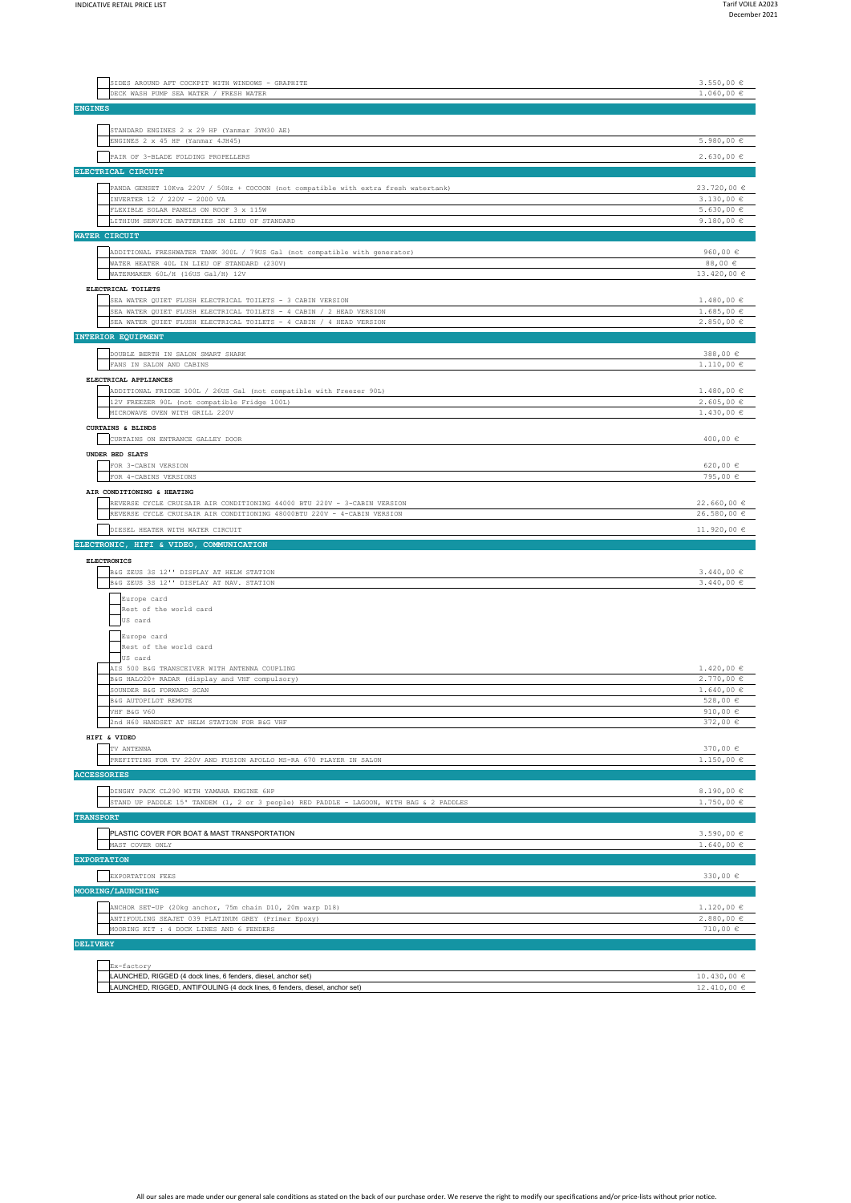| | |
|---|---|
| SIDES AROUND AFT COCKPIT WITH WINDOWS - GRAPHITE | 3.550,00 € |
| DECK WASH PUMP SEA WATER / FRESH WATER | 1.060,00 € |

## ENGINES

| | |
|---|---|
| STANDARD ENGINES 2 x 29 HP (Yanmar 3YM30 AE) | |
| ENGINES 2 x 45 HP (Yanmar 4JH45) | 5.980,00 € |
| PAIR OF 3-BLADE FOLDING PROPELLERS | 2.630,00 € |

## ELECTRICAL CIRCUIT

| | |
|---|---|
| PANDA GENSET 10Kva 220V / 50Hz + COCOON (not compatible with extra fresh watertank) | 23.720,00 € |
| INVERTER 12 / 220V - 2000 VA | 3.130,00 € |
| FLEXIBLE SOLAR PANELS ON ROOF 3 x 115W | 5.630,00 € |
| LITHIUM SERVICE BATTERIES IN LIEU OF STANDARD | 9.180,00 € |

## WATER CIRCUIT

| | |
|---|---|
| ADDITIONAL FRESHWATER TANK 300L / 79US Gal (not compatible with generator) | 960,00 € |
| WATER HEATER 40L IN LIEU OF STANDARD (230V) | 88,00 € |
| WATERMAKER 60L/H (16US Gal/H) 12V | 13.420,00 € |

### ELECTRICAL TOILETS

| | |
|---|---|
| SEA WATER QUIET FLUSH ELECTRICAL TOILETS - 3 CABIN VERSION | 1.480,00 € |
| SEA WATER QUIET FLUSH ELECTRICAL TOILETS - 4 CABIN / 2 HEAD VERSION | 1.685,00 € |
| SEA WATER QUIET FLUSH ELECTRICAL TOILETS - 4 CABIN / 4 HEAD VERSION | 2.850,00 € |

## INTERIOR EQUIPMENT

| | |
|---|---|
| DOUBLE BERTH IN SALON SMART SHARK | 388,00 € |
| FANS IN SALON AND CABINS | 1.110,00 € |

### ELECTRICAL APPLIANCES

| | |
|---|---|
| ADDITIONAL FRIDGE 100L / 26US Gal (not compatible with Freezer 90L) | 1.480,00 € |
| 12V FREEZER 90L (not compatible Fridge 100L) | 2.605,00 € |
| MICROWAVE OVEN WITH GRILL 220V | 1.430,00 € |

### CURTAINS & BLINDS

| | |
|---|---|
| CURTAINS ON ENTRANCE GALLEY DOOR | 400,00 € |

### UNDER BED SLATS

| | |
|---|---|
| FOR 3-CABIN VERSION | 620,00 € |
| FOR 4-CABINS VERSIONS | 795,00 € |

### AIR CONDITIONING & HEATING

| | |
|---|---|
| REVERSE CYCLE CRUISAIR AIR CONDITIONING 44000 BTU 220V - 3-CABIN VERSION | 22.660,00 € |
| REVERSE CYCLE CRUISAIR AIR CONDITIONING 48000BTU 220V - 4-CABIN VERSION | 26.580,00 € |
| DIESEL HEATER WITH WATER CIRCUIT | 11.920,00 € |

## ELECTRONIC, HIFI & VIDEO, COMMUNICATION

### ELECTRONICS

| | |
|---|---|
| B&G ZEUS 3S 12'' DISPLAY AT HELM STATION | 3.440,00 € |
| B&G ZEUS 3S 12'' DISPLAY AT NAV. STATION | 3.440,00 € |
| Europe card | |
| Rest of the world card | |
| US card | |
| Europe card | |
| Rest of the world card | |
| US card | |
| AIS 500 B&G TRANSCEIVER WITH ANTENNA COUPLING | 1.420,00 € |
| B&G HALO20+ RADAR (display and VHF compulsory) | 2.770,00 € |
| SOUNDER B&G FORWARD SCAN | 1.640,00 € |
| B&G AUTOPILOT REMOTE | 528,00 € |
| VHF B&G V60 | 910,00 € |
| 2nd H60 HANDSET AT HELM STATION FOR B&G VHF | 372,00 € |

### HIFI & VIDEO

| | |
|---|---|
| TV ANTENNA | 370,00 € |
| PREFITTING FOR TV 220V AND FUSION APOLLO MS-RA 670 PLAYER IN SALON | 1.150,00 € |

## ACCESSORIES

| | |
|---|---|
| DINGHY PACK CL290 WITH YAMAHA ENGINE 6HP | 8.190,00 € |
| STAND UP PADDLE 15' TANDEM (1, 2 or 3 people) RED PADDLE - LAGOON, WITH BAG & 2 PADDLES | 1.750,00 € |

## TRANSPORT

| | |
|---|---|
| PLASTIC COVER FOR BOAT & MAST TRANSPORTATION | 3.590,00 € |
| MAST COVER ONLY | 1.640,00 € |

## EXPORTATION

| | |
|---|---|
| EXPORTATION FEES | 330,00 € |

## MOORING/LAUNCHING

| | |
|---|---|
| ANCHOR SET-UP (20kg anchor, 75m chain D10, 20m warp D18) | 1.120,00 € |
| ANTIFOULING SEAJET 039 PLATINUM GREY (Primer Epoxy) | 2.880,00 € |
| MOORING KIT : 4 DOCK LINES AND 6 FENDERS | 710,00 € |

## DELIVERY

| | |
|---|---|
| Ex-factory | |
| LAUNCHED, RIGGED (4 dock lines, 6 fenders, diesel, anchor set) | 10.430,00 € |
| LAUNCHED, RIGGED, ANTIFOULING (4 dock lines, 6 fenders, diesel, anchor set) | 12.410,00 € |

All our sales are made under our general sale conditions as stated on the back of our purchase order. We reserve the right to modify our specifications and/or price-lists without prior notice.